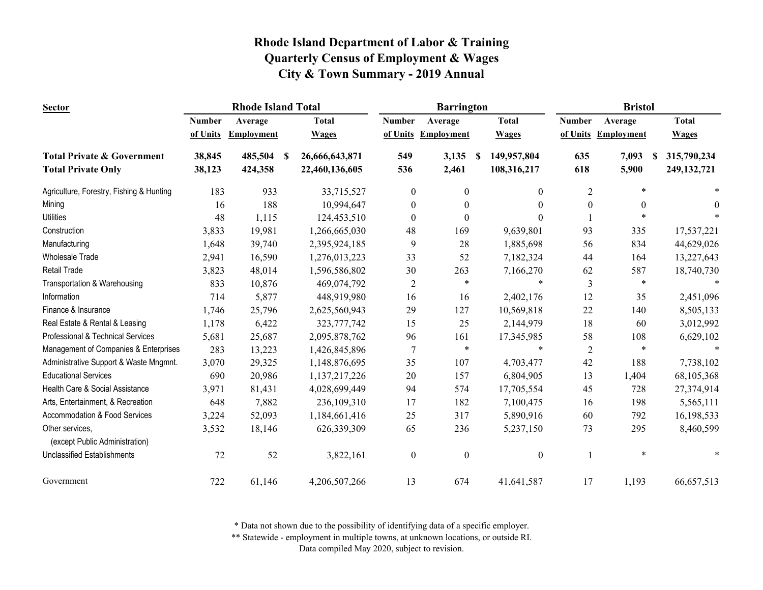# Rhode Island Department of Labor & Training
## Quarterly Census of Employment & Wages
## City & Town Summary - 2019 Annual

| Sector | Rhode Island Total | | | Barrington | | | Bristol | | |
|---|---|---|---|---|---|---|---|---|---|
| | Number of Units | Average Employment | Total Wages | Number of Units | Average Employment | Total Wages | Number of Units | Average Employment | Total Wages |
| **Total Private & Government** | **38,845** | **485,504** | **$ 26,666,643,871** | **549** | **3,135** | **$ 149,957,804** | **635** | **7,093** | **$ 315,790,234** |
| **Total Private Only** | **38,123** | **424,358** | **22,460,136,605** | **536** | **2,461** | **108,316,217** | **618** | **5,900** | **249,132,721** |
| Agriculture, Forestry, Fishing & Hunting | 183 | 933 | 33,715,527 | 0 | 0 | 0 | 2 | * | * |
| Mining | 16 | 188 | 10,994,647 | 0 | 0 | 0 | 0 | 0 | 0 |
| Utilities | 48 | 1,115 | 124,453,510 | 0 | 0 | 0 | 1 | * | * |
| Construction | 3,833 | 19,981 | 1,266,665,030 | 48 | 169 | 9,639,801 | 93 | 335 | 17,537,221 |
| Manufacturing | 1,648 | 39,740 | 2,395,924,185 | 9 | 28 | 1,885,698 | 56 | 834 | 44,629,026 |
| Wholesale Trade | 2,941 | 16,590 | 1,276,013,223 | 33 | 52 | 7,182,324 | 44 | 164 | 13,227,643 |
| Retail Trade | 3,823 | 48,014 | 1,596,586,802 | 30 | 263 | 7,166,270 | 62 | 587 | 18,740,730 |
| Transportation & Warehousing | 833 | 10,876 | 469,074,792 | 2 | * | * | 3 | * | * |
| Information | 714 | 5,877 | 448,919,980 | 16 | 16 | 2,402,176 | 12 | 35 | 2,451,096 |
| Finance & Insurance | 1,746 | 25,796 | 2,625,560,943 | 29 | 127 | 10,569,818 | 22 | 140 | 8,505,133 |
| Real Estate & Rental & Leasing | 1,178 | 6,422 | 323,777,742 | 15 | 25 | 2,144,979 | 18 | 60 | 3,012,992 |
| Professional & Technical Services | 5,681 | 25,687 | 2,095,878,762 | 96 | 161 | 17,345,985 | 58 | 108 | 6,629,102 |
| Management of Companies & Enterprises | 283 | 13,223 | 1,426,845,896 | 7 | * | * | 2 | * | * |
| Administrative Support & Waste Mngmnt. | 3,070 | 29,325 | 1,148,876,695 | 35 | 107 | 4,703,477 | 42 | 188 | 7,738,102 |
| Educational Services | 690 | 20,986 | 1,137,217,226 | 20 | 157 | 6,804,905 | 13 | 1,404 | 68,105,368 |
| Health Care & Social Assistance | 3,971 | 81,431 | 4,028,699,449 | 94 | 574 | 17,705,554 | 45 | 728 | 27,374,914 |
| Arts, Entertainment, & Recreation | 648 | 7,882 | 236,109,310 | 17 | 182 | 7,100,475 | 16 | 198 | 5,565,111 |
| Accommodation & Food Services | 3,224 | 52,093 | 1,184,661,416 | 25 | 317 | 5,890,916 | 60 | 792 | 16,198,533 |
| Other services, (except Public Administration) | 3,532 | 18,146 | 626,339,309 | 65 | 236 | 5,237,150 | 73 | 295 | 8,460,599 |
| Unclassified Establishments | 72 | 52 | 3,822,161 | 0 | 0 | 0 | 1 | * | * |
| Government | 722 | 61,146 | 4,206,507,266 | 13 | 674 | 41,641,587 | 17 | 1,193 | 66,657,513 |

* Data not shown due to the possibility of identifying data of a specific employer.
** Statewide - employment in multiple towns, at unknown locations, or outside RI.
Data compiled May 2020, subject to revision.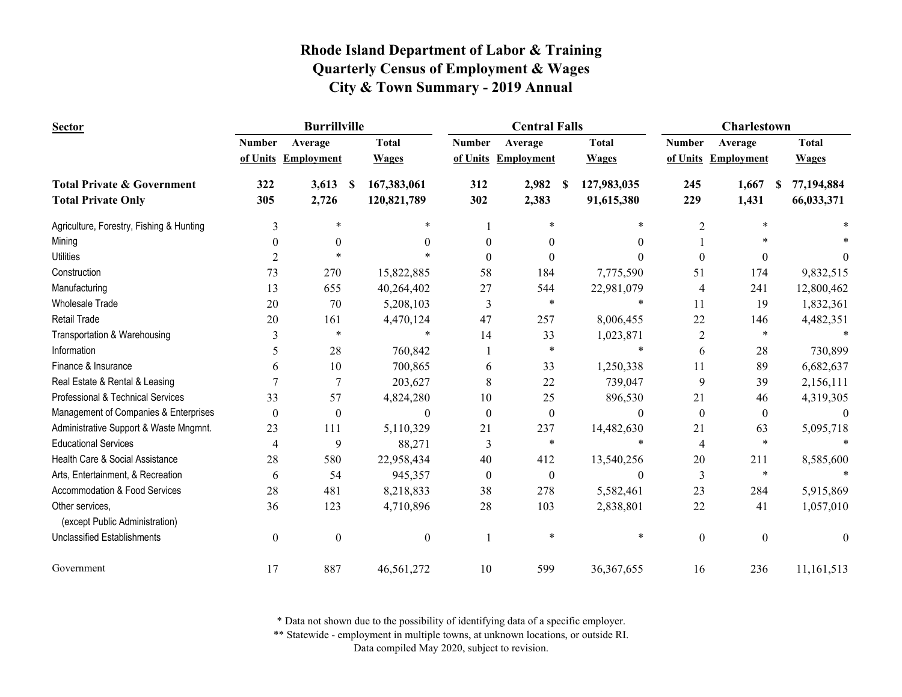# Rhode Island Department of Labor & Training
## Quarterly Census of Employment & Wages
## City & Town Summary - 2019 Annual

| Sector | Burrillville | | | Central Falls | | | Charlestown | | |
|---|---|---|---|---|---|---|---|---|---|
| | Number of Units | Average Employment | Total Wages | Number of Units | Average Employment | Total Wages | Number of Units | Average Employment | Total Wages |
| **Total Private & Government** | **322** | **3,613** | **$ 167,383,061** | **312** | **2,982** | **$ 127,983,035** | **245** | **1,667** | **$ 77,194,884** |
| **Total Private Only** | **305** | **2,726** | **120,821,789** | **302** | **2,383** | **91,615,380** | **229** | **1,431** | **66,033,371** |
| Agriculture, Forestry, Fishing & Hunting | 3 | * | * | 1 | * | * | 2 | * | * |
| Mining | 0 | 0 | 0 | 0 | 0 | 0 | 1 | * | * |
| Utilities | 2 | * | * | 0 | 0 | 0 | 0 | 0 | 0 |
| Construction | 73 | 270 | 15,822,885 | 58 | 184 | 7,775,590 | 51 | 174 | 9,832,515 |
| Manufacturing | 13 | 655 | 40,264,402 | 27 | 544 | 22,981,079 | 4 | 241 | 12,800,462 |
| Wholesale Trade | 20 | 70 | 5,208,103 | 3 | * | * | 11 | 19 | 1,832,361 |
| Retail Trade | 20 | 161 | 4,470,124 | 47 | 257 | 8,006,455 | 22 | 146 | 4,482,351 |
| Transportation & Warehousing | 3 | * | * | 14 | 33 | 1,023,871 | 2 | * | * |
| Information | 5 | 28 | 760,842 | 1 | * | * | 6 | 28 | 730,899 |
| Finance & Insurance | 6 | 10 | 700,865 | 6 | 33 | 1,250,338 | 11 | 89 | 6,682,637 |
| Real Estate & Rental & Leasing | 7 | 7 | 203,627 | 8 | 22 | 739,047 | 9 | 39 | 2,156,111 |
| Professional & Technical Services | 33 | 57 | 4,824,280 | 10 | 25 | 896,530 | 21 | 46 | 4,319,305 |
| Management of Companies & Enterprises | 0 | 0 | 0 | 0 | 0 | 0 | 0 | 0 | 0 |
| Administrative Support & Waste Mngmnt. | 23 | 111 | 5,110,329 | 21 | 237 | 14,482,630 | 21 | 63 | 5,095,718 |
| Educational Services | 4 | 9 | 88,271 | 3 | * | * | 4 | * | * |
| Health Care & Social Assistance | 28 | 580 | 22,958,434 | 40 | 412 | 13,540,256 | 20 | 211 | 8,585,600 |
| Arts, Entertainment, & Recreation | 6 | 54 | 945,357 | 0 | 0 | 0 | 3 | * | * |
| Accommodation & Food Services | 28 | 481 | 8,218,833 | 38 | 278 | 5,582,461 | 23 | 284 | 5,915,869 |
| Other services, (except Public Administration) | 36 | 123 | 4,710,896 | 28 | 103 | 2,838,801 | 22 | 41 | 1,057,010 |
| Unclassified Establishments | 0 | 0 | 0 | 1 | * | * | 0 | 0 | 0 |
| Government | 17 | 887 | 46,561,272 | 10 | 599 | 36,367,655 | 16 | 236 | 11,161,513 |

\* Data not shown due to the possibility of identifying data of a specific employer.
\*\* Statewide - employment in multiple towns, at unknown locations, or outside RI.
Data compiled May 2020, subject to revision.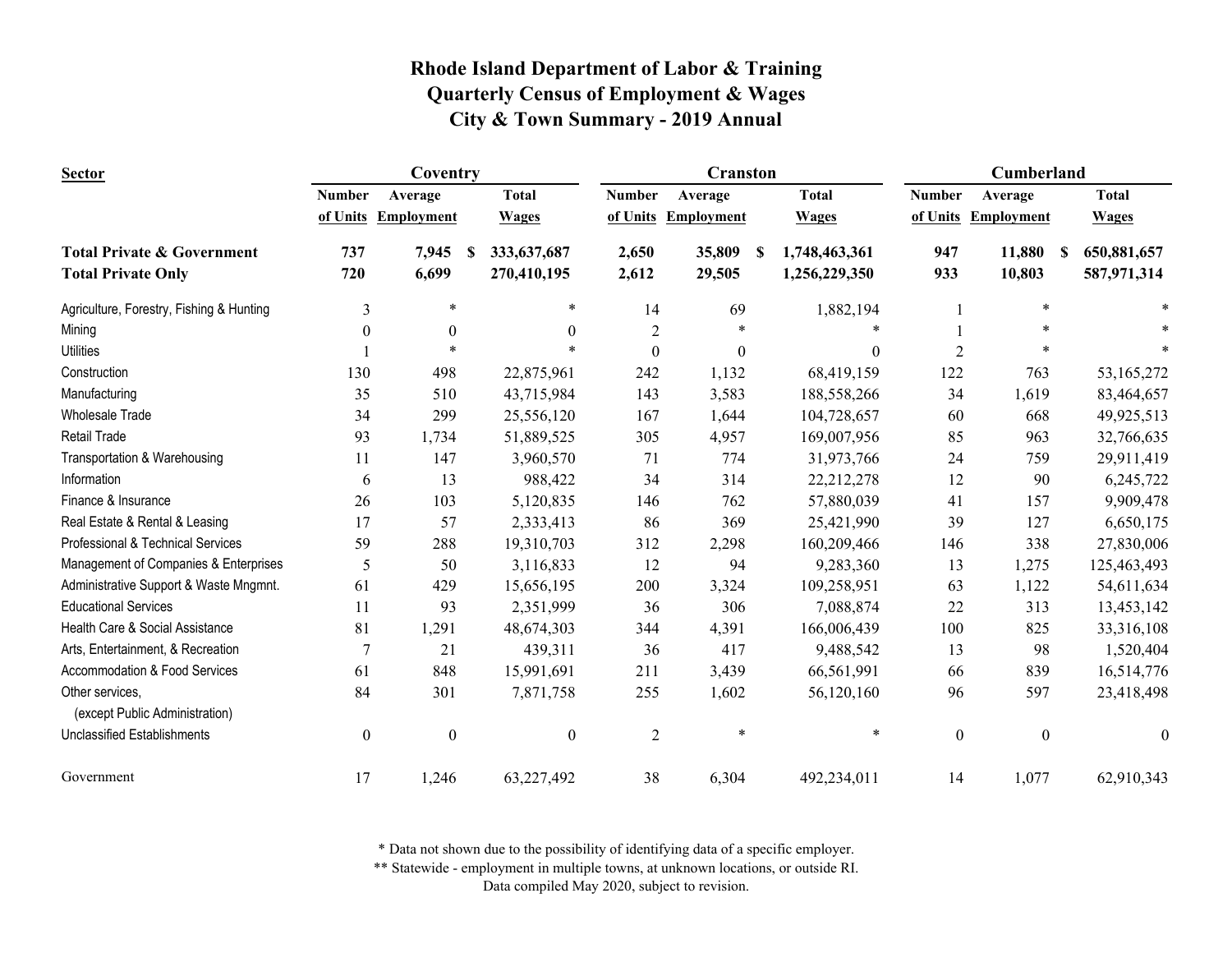# Rhode Island Department of Labor & Training
## Quarterly Census of Employment & Wages
## City & Town Summary - 2019 Annual

| Sector | Coventry | | | Cranston | | | Cumberland | | |
|---|---|---|---|---|---|---|---|---|---|
| | Number of Units | Average Employment | Total Wages | Number of Units | Average Employment | Total Wages | Number of Units | Average Employment | Total Wages |
| **Total Private & Government** | **737** | **7,945** | **$ 333,637,687** | **2,650** | **35,809** | **$ 1,748,463,361** | **947** | **11,880** | **$ 650,881,657** |
| **Total Private Only** | **720** | **6,699** | **270,410,195** | **2,612** | **29,505** | **1,256,229,350** | **933** | **10,803** | **587,971,314** |
| Agriculture, Forestry, Fishing & Hunting | 3 | * | * | 14 | 69 | 1,882,194 | 1 | * | * |
| Mining | 0 | 0 | 0 | 2 | * | * | 1 | * | * |
| Utilities | 1 | * | * | 0 | 0 | 0 | 2 | * | * |
| Construction | 130 | 498 | 22,875,961 | 242 | 1,132 | 68,419,159 | 122 | 763 | 53,165,272 |
| Manufacturing | 35 | 510 | 43,715,984 | 143 | 3,583 | 188,558,266 | 34 | 1,619 | 83,464,657 |
| Wholesale Trade | 34 | 299 | 25,556,120 | 167 | 1,644 | 104,728,657 | 60 | 668 | 49,925,513 |
| Retail Trade | 93 | 1,734 | 51,889,525 | 305 | 4,957 | 169,007,956 | 85 | 963 | 32,766,635 |
| Transportation & Warehousing | 11 | 147 | 3,960,570 | 71 | 774 | 31,973,766 | 24 | 759 | 29,911,419 |
| Information | 6 | 13 | 988,422 | 34 | 314 | 22,212,278 | 12 | 90 | 6,245,722 |
| Finance & Insurance | 26 | 103 | 5,120,835 | 146 | 762 | 57,880,039 | 41 | 157 | 9,909,478 |
| Real Estate & Rental & Leasing | 17 | 57 | 2,333,413 | 86 | 369 | 25,421,990 | 39 | 127 | 6,650,175 |
| Professional & Technical Services | 59 | 288 | 19,310,703 | 312 | 2,298 | 160,209,466 | 146 | 338 | 27,830,006 |
| Management of Companies & Enterprises | 5 | 50 | 3,116,833 | 12 | 94 | 9,283,360 | 13 | 1,275 | 125,463,493 |
| Administrative Support & Waste Mngmnt. | 61 | 429 | 15,656,195 | 200 | 3,324 | 109,258,951 | 63 | 1,122 | 54,611,634 |
| Educational Services | 11 | 93 | 2,351,999 | 36 | 306 | 7,088,874 | 22 | 313 | 13,453,142 |
| Health Care & Social Assistance | 81 | 1,291 | 48,674,303 | 344 | 4,391 | 166,006,439 | 100 | 825 | 33,316,108 |
| Arts, Entertainment, & Recreation | 7 | 21 | 439,311 | 36 | 417 | 9,488,542 | 13 | 98 | 1,520,404 |
| Accommodation & Food Services | 61 | 848 | 15,991,691 | 211 | 3,439 | 66,561,991 | 66 | 839 | 16,514,776 |
| Other services, (except Public Administration) | 84 | 301 | 7,871,758 | 255 | 1,602 | 56,120,160 | 96 | 597 | 23,418,498 |
| Unclassified Establishments | 0 | 0 | 0 | 2 | * | * | 0 | 0 | 0 |
| Government | 17 | 1,246 | 63,227,492 | 38 | 6,304 | 492,234,011 | 14 | 1,077 | 62,910,343 |

\* Data not shown due to the possibility of identifying data of a specific employer.
\*\* Statewide - employment in multiple towns, at unknown locations, or outside RI.
Data compiled May 2020, subject to revision.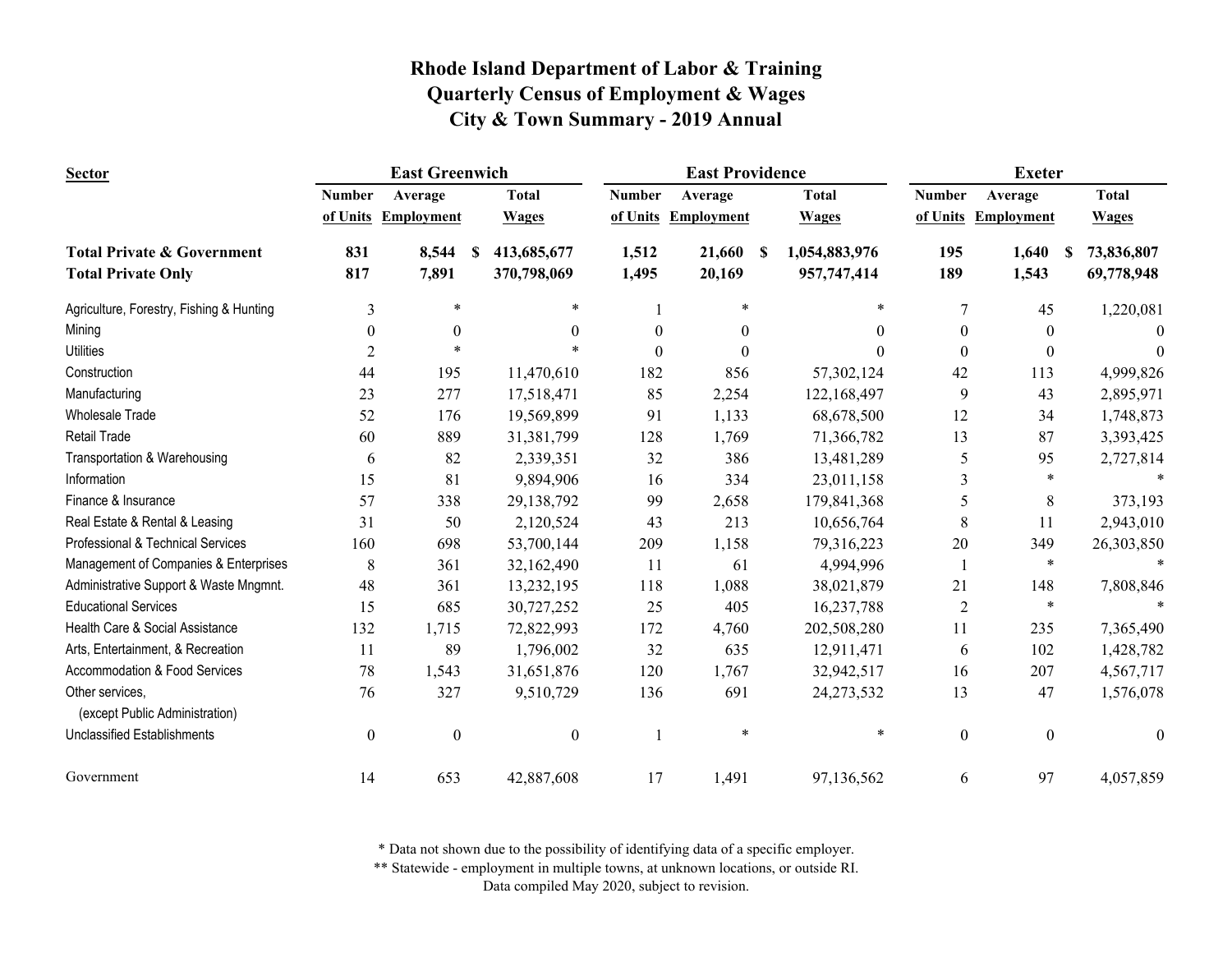# Rhode Island Department of Labor & Training
## Quarterly Census of Employment & Wages
## City & Town Summary - 2019 Annual

| Sector | East Greenwich | | | East Providence | | | Exeter | | |
|---|---|---|---|---|---|---|---|---|---|
| | Number of Units | Average Employment | Total Wages | Number of Units | Average Employment | Total Wages | Number of Units | Average Employment | Total Wages |
| **Total Private & Government** | **831** | **8,544** | **$ 413,685,677** | **1,512** | **21,660** | **$ 1,054,883,976** | **195** | **1,640** | **$ 73,836,807** |
| **Total Private Only** | **817** | **7,891** | **370,798,069** | **1,495** | **20,169** | **957,747,414** | **189** | **1,543** | **69,778,948** |
| Agriculture, Forestry, Fishing & Hunting | 3 | * | * | 1 | * | * | 7 | 45 | 1,220,081 |
| Mining | 0 | 0 | 0 | 0 | 0 | 0 | 0 | 0 | 0 |
| Utilities | 2 | * | * | 0 | 0 | 0 | 0 | 0 | 0 |
| Construction | 44 | 195 | 11,470,610 | 182 | 856 | 57,302,124 | 42 | 113 | 4,999,826 |
| Manufacturing | 23 | 277 | 17,518,471 | 85 | 2,254 | 122,168,497 | 9 | 43 | 2,895,971 |
| Wholesale Trade | 52 | 176 | 19,569,899 | 91 | 1,133 | 68,678,500 | 12 | 34 | 1,748,873 |
| Retail Trade | 60 | 889 | 31,381,799 | 128 | 1,769 | 71,366,782 | 13 | 87 | 3,393,425 |
| Transportation & Warehousing | 6 | 82 | 2,339,351 | 32 | 386 | 13,481,289 | 5 | 95 | 2,727,814 |
| Information | 15 | 81 | 9,894,906 | 16 | 334 | 23,011,158 | 3 | * | * |
| Finance & Insurance | 57 | 338 | 29,138,792 | 99 | 2,658 | 179,841,368 | 5 | 8 | 373,193 |
| Real Estate & Rental & Leasing | 31 | 50 | 2,120,524 | 43 | 213 | 10,656,764 | 8 | 11 | 2,943,010 |
| Professional & Technical Services | 160 | 698 | 53,700,144 | 209 | 1,158 | 79,316,223 | 20 | 349 | 26,303,850 |
| Management of Companies & Enterprises | 8 | 361 | 32,162,490 | 11 | 61 | 4,994,996 | 1 | * | * |
| Administrative Support & Waste Mngmnt. | 48 | 361 | 13,232,195 | 118 | 1,088 | 38,021,879 | 21 | 148 | 7,808,846 |
| Educational Services | 15 | 685 | 30,727,252 | 25 | 405 | 16,237,788 | 2 | * | * |
| Health Care & Social Assistance | 132 | 1,715 | 72,822,993 | 172 | 4,760 | 202,508,280 | 11 | 235 | 7,365,490 |
| Arts, Entertainment, & Recreation | 11 | 89 | 1,796,002 | 32 | 635 | 12,911,471 | 6 | 102 | 1,428,782 |
| Accommodation & Food Services | 78 | 1,543 | 31,651,876 | 120 | 1,767 | 32,942,517 | 16 | 207 | 4,567,717 |
| Other services, (except Public Administration) | 76 | 327 | 9,510,729 | 136 | 691 | 24,273,532 | 13 | 47 | 1,576,078 |
| Unclassified Establishments | 0 | 0 | 0 | 1 | * | * | 0 | 0 | 0 |
| Government | 14 | 653 | 42,887,608 | 17 | 1,491 | 97,136,562 | 6 | 97 | 4,057,859 |

\* Data not shown due to the possibility of identifying data of a specific employer.

\*\* Statewide - employment in multiple towns, at unknown locations, or outside RI.

Data compiled May 2020, subject to revision.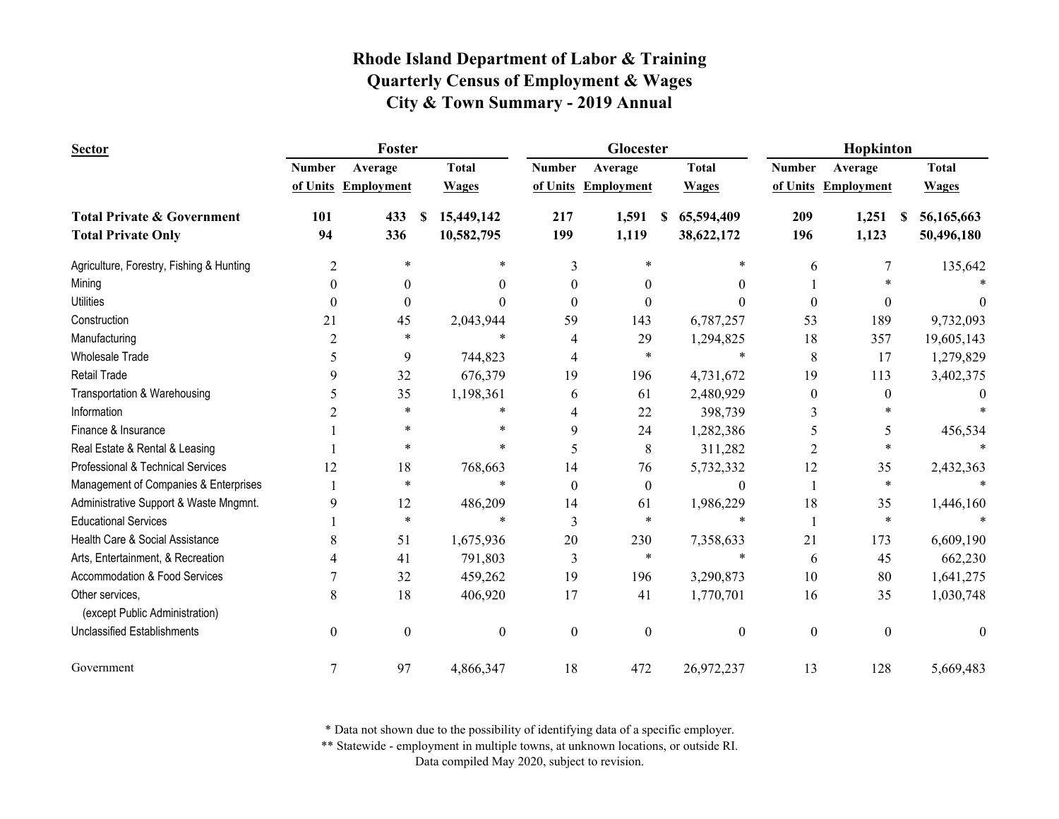# Rhode Island Department of Labor & Training
## Quarterly Census of Employment & Wages
## City & Town Summary - 2019 Annual

| Sector | Foster | | | Glocester | | | Hopkinton | | |
|---|---|---|---|---|---|---|---|---|---|
| | Number of Units | Average Employment | Total Wages | Number of Units | Average Employment | Total Wages | Number of Units | Average Employment | Total Wages |
| **Total Private & Government** | **101** | **433** | **$ 15,449,142** | **217** | **1,591** | **$ 65,594,409** | **209** | **1,251** | **$ 56,165,663** |
| **Total Private Only** | **94** | **336** | **10,582,795** | **199** | **1,119** | **38,622,172** | **196** | **1,123** | **50,496,180** |
| Agriculture, Forestry, Fishing & Hunting | 2 | * | * | 3 | * | * | 6 | 7 | 135,642 |
| Mining | 0 | 0 | 0 | 0 | 0 | 0 | 1 | * | * |
| Utilities | 0 | 0 | 0 | 0 | 0 | 0 | 0 | 0 | 0 |
| Construction | 21 | 45 | 2,043,944 | 59 | 143 | 6,787,257 | 53 | 189 | 9,732,093 |
| Manufacturing | 2 | * | * | 4 | 29 | 1,294,825 | 18 | 357 | 19,605,143 |
| Wholesale Trade | 5 | 9 | 744,823 | 4 | * | * | 8 | 17 | 1,279,829 |
| Retail Trade | 9 | 32 | 676,379 | 19 | 196 | 4,731,672 | 19 | 113 | 3,402,375 |
| Transportation & Warehousing | 5 | 35 | 1,198,361 | 6 | 61 | 2,480,929 | 0 | 0 | 0 |
| Information | 2 | * | * | 4 | 22 | 398,739 | 3 | * | * |
| Finance & Insurance | 1 | * | * | 9 | 24 | 1,282,386 | 5 | 5 | 456,534 |
| Real Estate & Rental & Leasing | 1 | * | * | 5 | 8 | 311,282 | 2 | * | * |
| Professional & Technical Services | 12 | 18 | 768,663 | 14 | 76 | 5,732,332 | 12 | 35 | 2,432,363 |
| Management of Companies & Enterprises | 1 | * | * | 0 | 0 | 0 | 1 | * | * |
| Administrative Support & Waste Mngmnt. | 9 | 12 | 486,209 | 14 | 61 | 1,986,229 | 18 | 35 | 1,446,160 |
| Educational Services | 1 | * | * | 3 | * | * | 1 | * | * |
| Health Care & Social Assistance | 8 | 51 | 1,675,936 | 20 | 230 | 7,358,633 | 21 | 173 | 6,609,190 |
| Arts, Entertainment, & Recreation | 4 | 41 | 791,803 | 3 | * | * | 6 | 45 | 662,230 |
| Accommodation & Food Services | 7 | 32 | 459,262 | 19 | 196 | 3,290,873 | 10 | 80 | 1,641,275 |
| Other services, (except Public Administration) | 8 | 18 | 406,920 | 17 | 41 | 1,770,701 | 16 | 35 | 1,030,748 |
| Unclassified Establishments | 0 | 0 | 0 | 0 | 0 | 0 | 0 | 0 | 0 |
| Government | 7 | 97 | 4,866,347 | 18 | 472 | 26,972,237 | 13 | 128 | 5,669,483 |

* Data not shown due to the possibility of identifying data of a specific employer.
** Statewide - employment in multiple towns, at unknown locations, or outside RI.
Data compiled May 2020, subject to revision.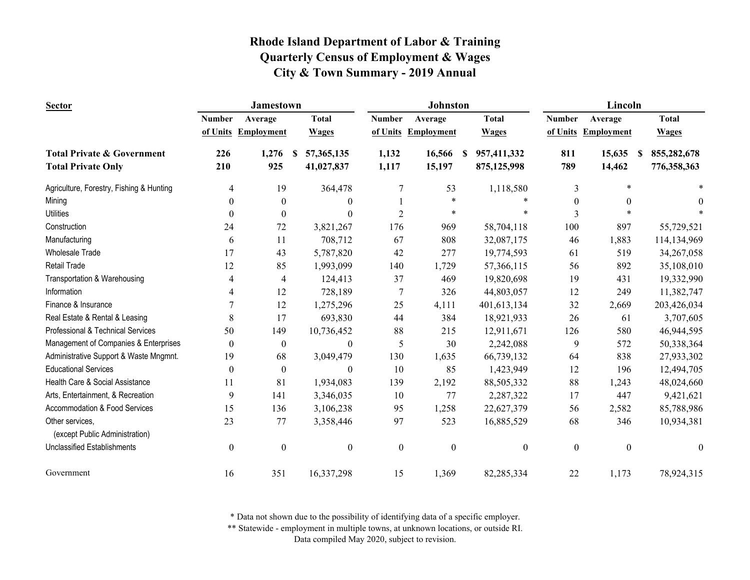# Rhode Island Department of Labor & Training
# Quarterly Census of Employment & Wages
# City & Town Summary - 2019 Annual

| Sector | Jamestown | | | Johnston | | | Lincoln | | |
|---|---|---|---|---|---|---|---|---|---|
| | Number of Units | Average Employment | Total Wages | Number of Units | Average Employment | Total Wages | Number of Units | Average Employment | Total Wages |
| **Total Private & Government** | **226** | **1,276** | **$ 57,365,135** | **1,132** | **16,566** | **$ 957,411,332** | **811** | **15,635** | **$ 855,282,678** |
| **Total Private Only** | **210** | **925** | **41,027,837** | **1,117** | **15,197** | **875,125,998** | **789** | **14,462** | **776,358,363** |
| Agriculture, Forestry, Fishing & Hunting | 4 | 19 | 364,478 | 7 | 53 | 1,118,580 | 3 | * | * |
| Mining | 0 | 0 | 0 | 1 | * | * | 0 | 0 | 0 |
| Utilities | 0 | 0 | 0 | 2 | * | * | 3 | * | * |
| Construction | 24 | 72 | 3,821,267 | 176 | 969 | 58,704,118 | 100 | 897 | 55,729,521 |
| Manufacturing | 6 | 11 | 708,712 | 67 | 808 | 32,087,175 | 46 | 1,883 | 114,134,969 |
| Wholesale Trade | 17 | 43 | 5,787,820 | 42 | 277 | 19,774,593 | 61 | 519 | 34,267,058 |
| Retail Trade | 12 | 85 | 1,993,099 | 140 | 1,729 | 57,366,115 | 56 | 892 | 35,108,010 |
| Transportation & Warehousing | 4 | 4 | 124,413 | 37 | 469 | 19,820,698 | 19 | 431 | 19,332,990 |
| Information | 4 | 12 | 728,189 | 7 | 326 | 44,803,057 | 12 | 249 | 11,382,747 |
| Finance & Insurance | 7 | 12 | 1,275,296 | 25 | 4,111 | 401,613,134 | 32 | 2,669 | 203,426,034 |
| Real Estate & Rental & Leasing | 8 | 17 | 693,830 | 44 | 384 | 18,921,933 | 26 | 61 | 3,707,605 |
| Professional & Technical Services | 50 | 149 | 10,736,452 | 88 | 215 | 12,911,671 | 126 | 580 | 46,944,595 |
| Management of Companies & Enterprises | 0 | 0 | 0 | 5 | 30 | 2,242,088 | 9 | 572 | 50,338,364 |
| Administrative Support & Waste Mngmnt. | 19 | 68 | 3,049,479 | 130 | 1,635 | 66,739,132 | 64 | 838 | 27,933,302 |
| Educational Services | 0 | 0 | 0 | 10 | 85 | 1,423,949 | 12 | 196 | 12,494,705 |
| Health Care & Social Assistance | 11 | 81 | 1,934,083 | 139 | 2,192 | 88,505,332 | 88 | 1,243 | 48,024,660 |
| Arts, Entertainment, & Recreation | 9 | 141 | 3,346,035 | 10 | 77 | 2,287,322 | 17 | 447 | 9,421,621 |
| Accommodation & Food Services | 15 | 136 | 3,106,238 | 95 | 1,258 | 22,627,379 | 56 | 2,582 | 85,788,986 |
| Other services, (except Public Administration) | 23 | 77 | 3,358,446 | 97 | 523 | 16,885,529 | 68 | 346 | 10,934,381 |
| Unclassified Establishments | 0 | 0 | 0 | 0 | 0 | 0 | 0 | 0 | 0 |
| Government | 16 | 351 | 16,337,298 | 15 | 1,369 | 82,285,334 | 22 | 1,173 | 78,924,315 |

\* Data not shown due to the possibility of identifying data of a specific employer.

\*\* Statewide - employment in multiple towns, at unknown locations, or outside RI.

Data compiled May 2020, subject to revision.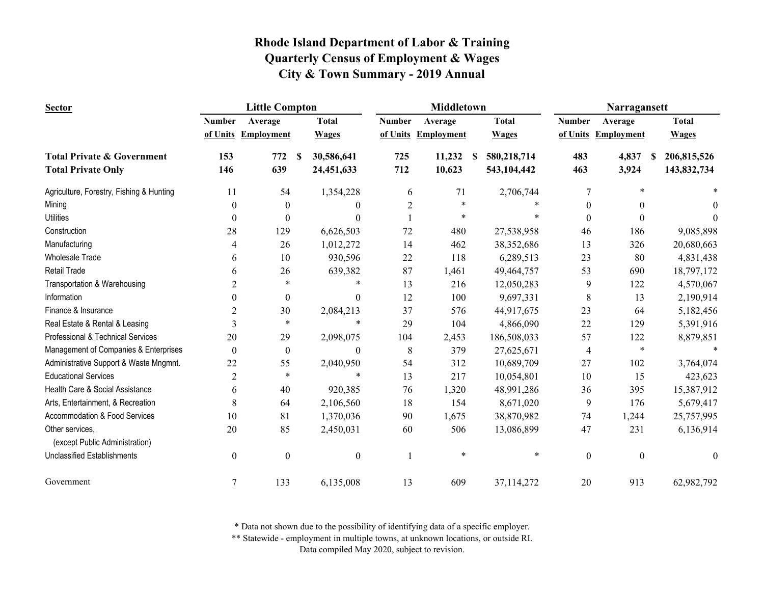# Rhode Island Department of Labor & Training
## Quarterly Census of Employment & Wages
## City & Town Summary - 2019 Annual

| Sector | Little Compton | | | Middletown | | | Narragansett | | |
|---|---|---|---|---|---|---|---|---|---|
| | Number of Units | Average Employment | Total Wages | Number of Units | Average Employment | Total Wages | Number of Units | Average Employment | Total Wages |
| **Total Private & Government** | **153** | **772** | **$ 30,586,641** | **725** | **11,232** | **$ 580,218,714** | **483** | **4,837** | **$ 206,815,526** |
| **Total Private Only** | **146** | **639** | **24,451,633** | **712** | **10,623** | **543,104,442** | **463** | **3,924** | **143,832,734** |
| Agriculture, Forestry, Fishing & Hunting | 11 | 54 | 1,354,228 | 6 | 71 | 2,706,744 | 7 | * | * |
| Mining | 0 | 0 | 0 | 2 | * | * | 0 | 0 | 0 |
| Utilities | 0 | 0 | 0 | 1 | * | * | 0 | 0 | 0 |
| Construction | 28 | 129 | 6,626,503 | 72 | 480 | 27,538,958 | 46 | 186 | 9,085,898 |
| Manufacturing | 4 | 26 | 1,012,272 | 14 | 462 | 38,352,686 | 13 | 326 | 20,680,663 |
| Wholesale Trade | 6 | 10 | 930,596 | 22 | 118 | 6,289,513 | 23 | 80 | 4,831,438 |
| Retail Trade | 6 | 26 | 639,382 | 87 | 1,461 | 49,464,757 | 53 | 690 | 18,797,172 |
| Transportation & Warehousing | 2 | * | * | 13 | 216 | 12,050,283 | 9 | 122 | 4,570,067 |
| Information | 0 | 0 | 0 | 12 | 100 | 9,697,331 | 8 | 13 | 2,190,914 |
| Finance & Insurance | 2 | 30 | 2,084,213 | 37 | 576 | 44,917,675 | 23 | 64 | 5,182,456 |
| Real Estate & Rental & Leasing | 3 | * | * | 29 | 104 | 4,866,090 | 22 | 129 | 5,391,916 |
| Professional & Technical Services | 20 | 29 | 2,098,075 | 104 | 2,453 | 186,508,033 | 57 | 122 | 8,879,851 |
| Management of Companies & Enterprises | 0 | 0 | 0 | 8 | 379 | 27,625,671 | 4 | * | * |
| Administrative Support & Waste Mngmnt. | 22 | 55 | 2,040,950 | 54 | 312 | 10,689,709 | 27 | 102 | 3,764,074 |
| Educational Services | 2 | * | * | 13 | 217 | 10,054,801 | 10 | 15 | 423,623 |
| Health Care & Social Assistance | 6 | 40 | 920,385 | 76 | 1,320 | 48,991,286 | 36 | 395 | 15,387,912 |
| Arts, Entertainment, & Recreation | 8 | 64 | 2,106,560 | 18 | 154 | 8,671,020 | 9 | 176 | 5,679,417 |
| Accommodation & Food Services | 10 | 81 | 1,370,036 | 90 | 1,675 | 38,870,982 | 74 | 1,244 | 25,757,995 |
| Other services, (except Public Administration) | 20 | 85 | 2,450,031 | 60 | 506 | 13,086,899 | 47 | 231 | 6,136,914 |
| Unclassified Establishments | 0 | 0 | 0 | 1 | * | * | 0 | 0 | 0 |
| Government | 7 | 133 | 6,135,008 | 13 | 609 | 37,114,272 | 20 | 913 | 62,982,792 |

\* Data not shown due to the possibility of identifying data of a specific employer.

\*\* Statewide - employment in multiple towns, at unknown locations, or outside RI.

Data compiled May 2020, subject to revision.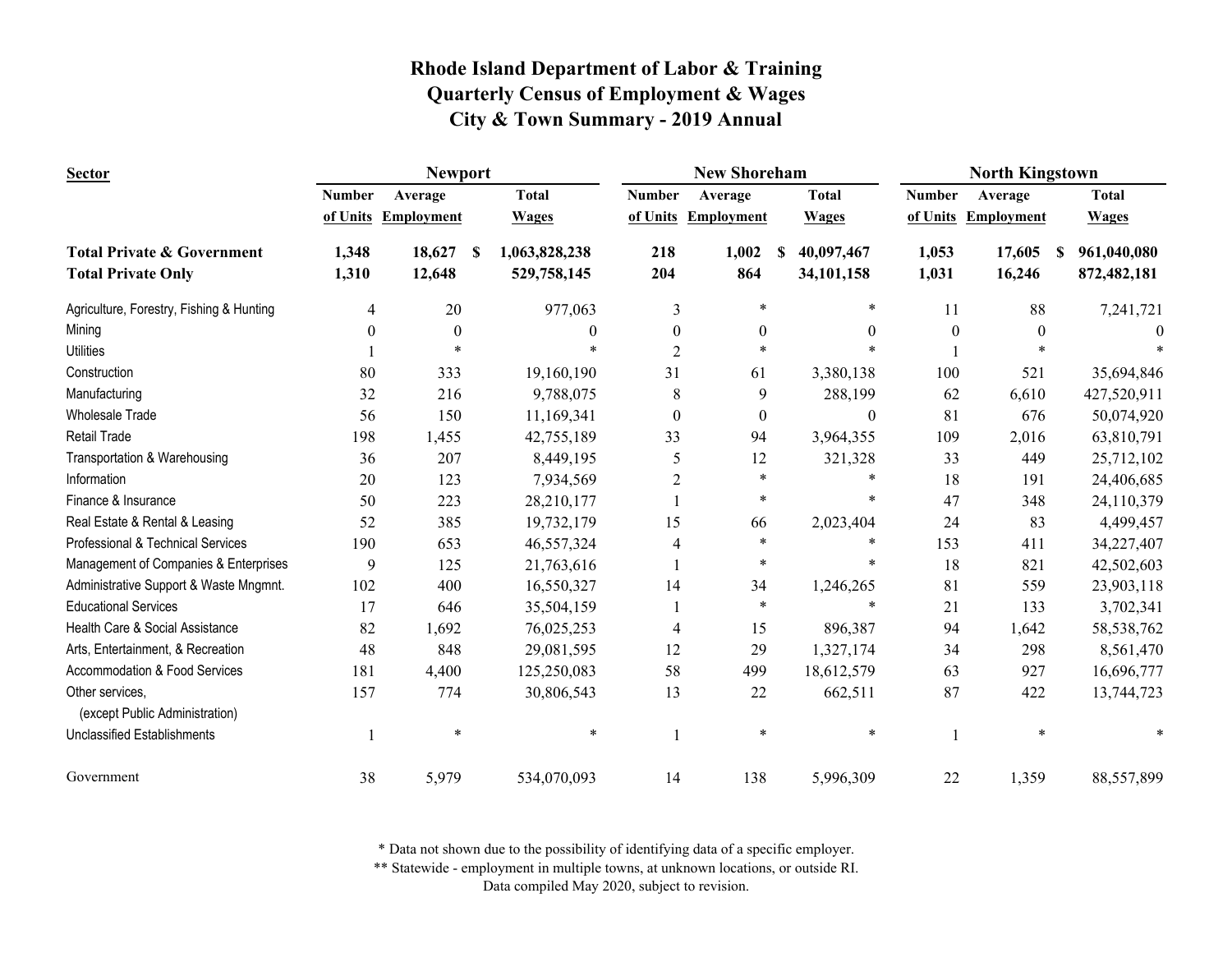# Rhode Island Department of Labor & Training
## Quarterly Census of Employment & Wages
## City & Town Summary - 2019 Annual

| Sector | Newport | | | New Shoreham | | | North Kingstown | | |
|---|---|---|---|---|---|---|---|---|---|
| | Number of Units | Average Employment | Total Wages | Number of Units | Average Employment | Total Wages | Number of Units | Average Employment | Total Wages |
| **Total Private & Government** | **1,348** | **18,627** | **$ 1,063,828,238** | **218** | **1,002** | **$ 40,097,467** | **1,053** | **17,605** | **$ 961,040,080** |
| **Total Private Only** | **1,310** | **12,648** | **529,758,145** | **204** | **864** | **34,101,158** | **1,031** | **16,246** | **872,482,181** |
| Agriculture, Forestry, Fishing & Hunting | 4 | 20 | 977,063 | 3 | * | * | 11 | 88 | 7,241,721 |
| Mining | 0 | 0 | 0 | 0 | 0 | 0 | 0 | 0 | 0 |
| Utilities | 1 | * | * | 2 | * | * | 1 | * | * |
| Construction | 80 | 333 | 19,160,190 | 31 | 61 | 3,380,138 | 100 | 521 | 35,694,846 |
| Manufacturing | 32 | 216 | 9,788,075 | 8 | 9 | 288,199 | 62 | 6,610 | 427,520,911 |
| Wholesale Trade | 56 | 150 | 11,169,341 | 0 | 0 | 0 | 81 | 676 | 50,074,920 |
| Retail Trade | 198 | 1,455 | 42,755,189 | 33 | 94 | 3,964,355 | 109 | 2,016 | 63,810,791 |
| Transportation & Warehousing | 36 | 207 | 8,449,195 | 5 | 12 | 321,328 | 33 | 449 | 25,712,102 |
| Information | 20 | 123 | 7,934,569 | 2 | * | * | 18 | 191 | 24,406,685 |
| Finance & Insurance | 50 | 223 | 28,210,177 | 1 | * | * | 47 | 348 | 24,110,379 |
| Real Estate & Rental & Leasing | 52 | 385 | 19,732,179 | 15 | 66 | 2,023,404 | 24 | 83 | 4,499,457 |
| Professional & Technical Services | 190 | 653 | 46,557,324 | 4 | * | * | 153 | 411 | 34,227,407 |
| Management of Companies & Enterprises | 9 | 125 | 21,763,616 | 1 | * | * | 18 | 821 | 42,502,603 |
| Administrative Support & Waste Mngmnt. | 102 | 400 | 16,550,327 | 14 | 34 | 1,246,265 | 81 | 559 | 23,903,118 |
| Educational Services | 17 | 646 | 35,504,159 | 1 | * | * | 21 | 133 | 3,702,341 |
| Health Care & Social Assistance | 82 | 1,692 | 76,025,253 | 4 | 15 | 896,387 | 94 | 1,642 | 58,538,762 |
| Arts, Entertainment, & Recreation | 48 | 848 | 29,081,595 | 12 | 29 | 1,327,174 | 34 | 298 | 8,561,470 |
| Accommodation & Food Services | 181 | 4,400 | 125,250,083 | 58 | 499 | 18,612,579 | 63 | 927 | 16,696,777 |
| Other services, (except Public Administration) | 157 | 774 | 30,806,543 | 13 | 22 | 662,511 | 87 | 422 | 13,744,723 |
| Unclassified Establishments | 1 | * | * | 1 | * | * | 1 | * | * |
| Government | 38 | 5,979 | 534,070,093 | 14 | 138 | 5,996,309 | 22 | 1,359 | 88,557,899 |

\* Data not shown due to the possibility of identifying data of a specific employer.
\*\* Statewide - employment in multiple towns, at unknown locations, or outside RI.
Data compiled May 2020, subject to revision.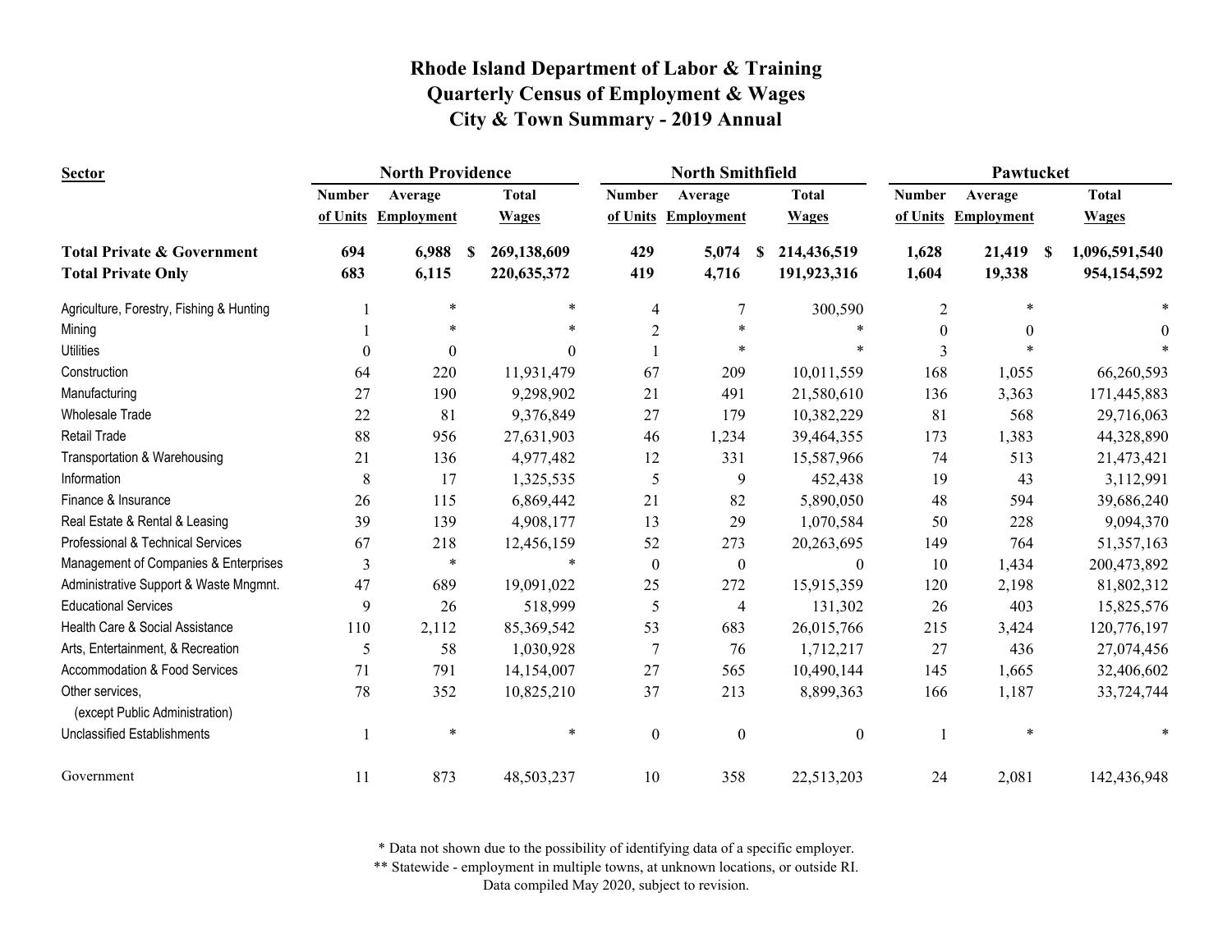# Rhode Island Department of Labor & Training
## Quarterly Census of Employment & Wages
## City & Town Summary - 2019 Annual

| Sector | North Providence | | | North Smithfield | | | Pawtucket | | |
|---|---|---|---|---|---|---|---|---|---|
| | Number of Units | Average Employment | Total Wages | Number of Units | Average Employment | Total Wages | Number of Units | Average Employment | Total Wages |
| **Total Private & Government** | **694** | **6,988** | **$ 269,138,609** | **429** | **5,074** | **$ 214,436,519** | **1,628** | **21,419** | **$ 1,096,591,540** |
| **Total Private Only** | **683** | **6,115** | **220,635,372** | **419** | **4,716** | **191,923,316** | **1,604** | **19,338** | **954,154,592** |
| Agriculture, Forestry, Fishing & Hunting | 1 | * | * | 4 | 7 | 300,590 | 2 | * | * |
| Mining | 1 | * | * | 2 | * | * | 0 | 0 | 0 |
| Utilities | 0 | 0 | 0 | 1 | * | * | 3 | * | * |
| Construction | 64 | 220 | 11,931,479 | 67 | 209 | 10,011,559 | 168 | 1,055 | 66,260,593 |
| Manufacturing | 27 | 190 | 9,298,902 | 21 | 491 | 21,580,610 | 136 | 3,363 | 171,445,883 |
| Wholesale Trade | 22 | 81 | 9,376,849 | 27 | 179 | 10,382,229 | 81 | 568 | 29,716,063 |
| Retail Trade | 88 | 956 | 27,631,903 | 46 | 1,234 | 39,464,355 | 173 | 1,383 | 44,328,890 |
| Transportation & Warehousing | 21 | 136 | 4,977,482 | 12 | 331 | 15,587,966 | 74 | 513 | 21,473,421 |
| Information | 8 | 17 | 1,325,535 | 5 | 9 | 452,438 | 19 | 43 | 3,112,991 |
| Finance & Insurance | 26 | 115 | 6,869,442 | 21 | 82 | 5,890,050 | 48 | 594 | 39,686,240 |
| Real Estate & Rental & Leasing | 39 | 139 | 4,908,177 | 13 | 29 | 1,070,584 | 50 | 228 | 9,094,370 |
| Professional & Technical Services | 67 | 218 | 12,456,159 | 52 | 273 | 20,263,695 | 149 | 764 | 51,357,163 |
| Management of Companies & Enterprises | 3 | * | * | 0 | 0 | 0 | 10 | 1,434 | 200,473,892 |
| Administrative Support & Waste Mngmnt. | 47 | 689 | 19,091,022 | 25 | 272 | 15,915,359 | 120 | 2,198 | 81,802,312 |
| Educational Services | 9 | 26 | 518,999 | 5 | 4 | 131,302 | 26 | 403 | 15,825,576 |
| Health Care & Social Assistance | 110 | 2,112 | 85,369,542 | 53 | 683 | 26,015,766 | 215 | 3,424 | 120,776,197 |
| Arts, Entertainment, & Recreation | 5 | 58 | 1,030,928 | 7 | 76 | 1,712,217 | 27 | 436 | 27,074,456 |
| Accommodation & Food Services | 71 | 791 | 14,154,007 | 27 | 565 | 10,490,144 | 145 | 1,665 | 32,406,602 |
| Other services, (except Public Administration) | 78 | 352 | 10,825,210 | 37 | 213 | 8,899,363 | 166 | 1,187 | 33,724,744 |
| Unclassified Establishments | 1 | * | * | 0 | 0 | 0 | 1 | * | * |
| Government | 11 | 873 | 48,503,237 | 10 | 358 | 22,513,203 | 24 | 2,081 | 142,436,948 |

\* Data not shown due to the possibility of identifying data of a specific employer.
\*\* Statewide - employment in multiple towns, at unknown locations, or outside RI.
Data compiled May 2020, subject to revision.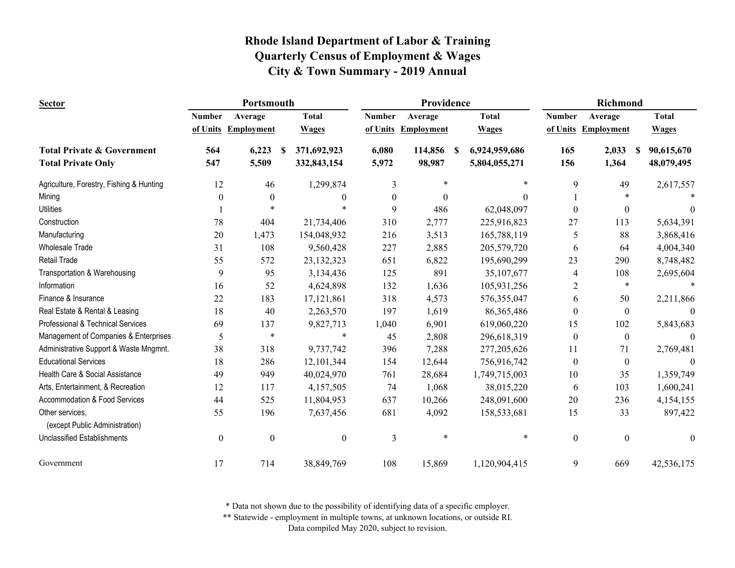# Rhode Island Department of Labor & Training
## Quarterly Census of Employment & Wages
## City & Town Summary - 2019 Annual

| Sector | Portsmouth | | | Providence | | | Richmond | | |
|---|---|---|---|---|---|---|---|---|---|
| | Number of Units | Average Employment | Total Wages | Number of Units | Average Employment | Total Wages | Number of Units | Average Employment | Total Wages |
| **Total Private & Government** | **564** | **6,223** | **$ 371,692,923** | **6,080** | **114,856** | **$ 6,924,959,686** | **165** | **2,033** | **$ 90,615,670** |
| **Total Private Only** | **547** | **5,509** | **332,843,154** | **5,972** | **98,987** | **5,804,055,271** | **156** | **1,364** | **48,079,495** |
| Agriculture, Forestry, Fishing & Hunting | 12 | 46 | 1,299,874 | 3 | * | * | 9 | 49 | 2,617,557 |
| Mining | 0 | 0 | 0 | 0 | 0 | 0 | 1 | * | * |
| Utilities | 1 | * | * | 9 | 486 | 62,048,097 | 0 | 0 | 0 |
| Construction | 78 | 404 | 21,734,406 | 310 | 2,777 | 225,916,823 | 27 | 113 | 5,634,391 |
| Manufacturing | 20 | 1,473 | 154,048,932 | 216 | 3,513 | 165,788,119 | 5 | 88 | 3,868,416 |
| Wholesale Trade | 31 | 108 | 9,560,428 | 227 | 2,885 | 205,579,720 | 6 | 64 | 4,004,340 |
| Retail Trade | 55 | 572 | 23,132,323 | 651 | 6,822 | 195,690,299 | 23 | 290 | 8,748,482 |
| Transportation & Warehousing | 9 | 95 | 3,134,436 | 125 | 891 | 35,107,677 | 4 | 108 | 2,695,604 |
| Information | 16 | 52 | 4,624,898 | 132 | 1,636 | 105,931,256 | 2 | * | * |
| Finance & Insurance | 22 | 183 | 17,121,861 | 318 | 4,573 | 576,355,047 | 6 | 50 | 2,211,866 |
| Real Estate & Rental & Leasing | 18 | 40 | 2,263,570 | 197 | 1,619 | 86,365,486 | 0 | 0 | 0 |
| Professional & Technical Services | 69 | 137 | 9,827,713 | 1,040 | 6,901 | 619,060,220 | 15 | 102 | 5,843,683 |
| Management of Companies & Enterprises | 5 | * | * | 45 | 2,808 | 296,618,319 | 0 | 0 | 0 |
| Administrative Support & Waste Mngmnt. | 38 | 318 | 9,737,742 | 396 | 7,288 | 277,205,626 | 11 | 71 | 2,769,481 |
| Educational Services | 18 | 286 | 12,101,344 | 154 | 12,644 | 756,916,742 | 0 | 0 | 0 |
| Health Care & Social Assistance | 49 | 949 | 40,024,970 | 761 | 28,684 | 1,749,715,003 | 10 | 35 | 1,359,749 |
| Arts, Entertainment, & Recreation | 12 | 117 | 4,157,505 | 74 | 1,068 | 38,015,220 | 6 | 103 | 1,600,241 |
| Accommodation & Food Services | 44 | 525 | 11,804,953 | 637 | 10,266 | 248,091,600 | 20 | 236 | 4,154,155 |
| Other services, (except Public Administration) | 55 | 196 | 7,637,456 | 681 | 4,092 | 158,533,681 | 15 | 33 | 897,422 |
| Unclassified Establishments | 0 | 0 | 0 | 3 | * | * | 0 | 0 | 0 |
| Government | 17 | 714 | 38,849,769 | 108 | 15,869 | 1,120,904,415 | 9 | 669 | 42,536,175 |

\* Data not shown due to the possibility of identifying data of a specific employer.

\*\* Statewide - employment in multiple towns, at unknown locations, or outside RI.

Data compiled May 2020, subject to revision.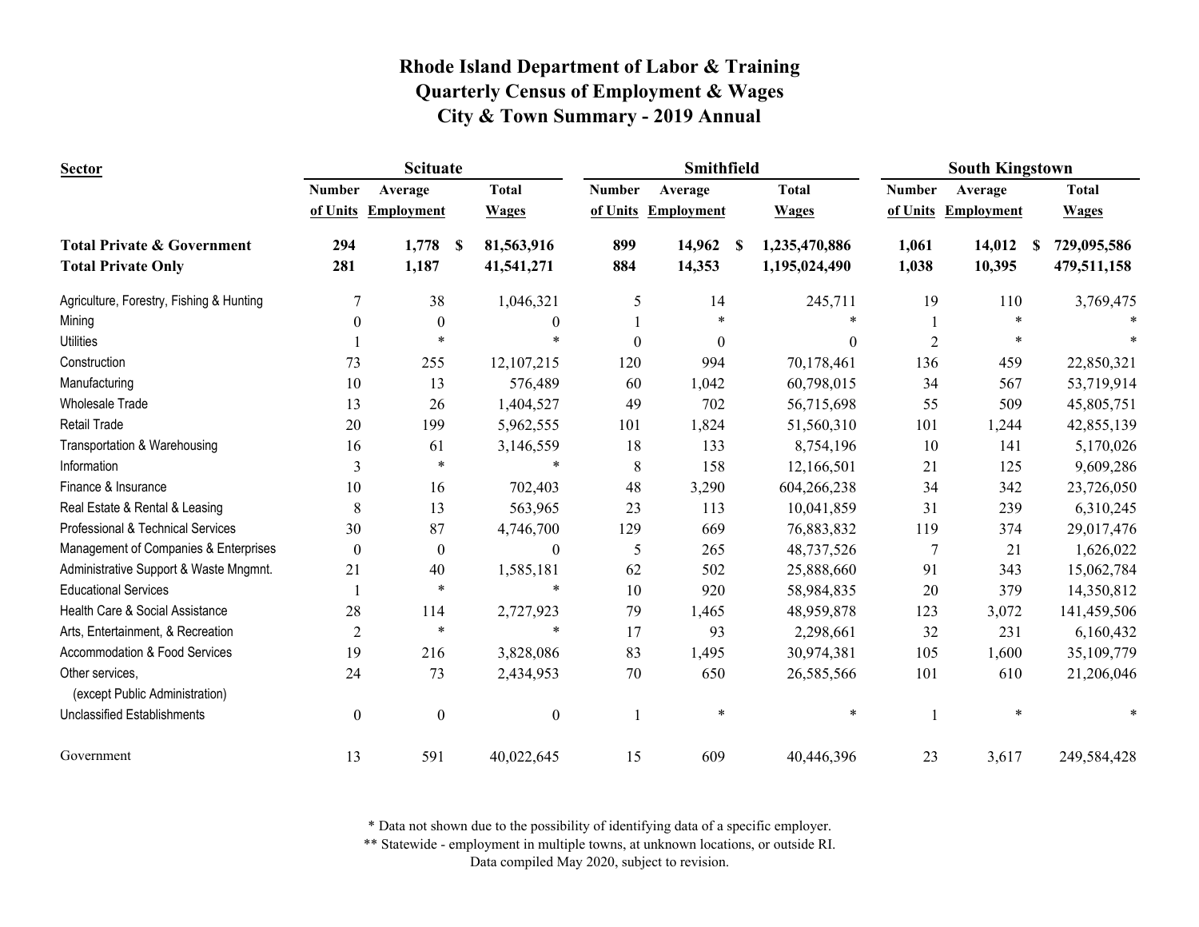# Rhode Island Department of Labor & Training
# Quarterly Census of Employment & Wages
# City & Town Summary - 2019 Annual

| Sector | Scituate | | | Smithfield | | | South Kingstown | | |
|---|---|---|---|---|---|---|---|---|---|
| | Number of Units | Average Employment | Total Wages | Number of Units | Average Employment | Total Wages | Number of Units | Average Employment | Total Wages |
| **Total Private & Government** | **294** | **1,778** | **$ 81,563,916** | **899** | **14,962** | **$ 1,235,470,886** | **1,061** | **14,012** | **$ 729,095,586** |
| **Total Private Only** | **281** | **1,187** | **41,541,271** | **884** | **14,353** | **1,195,024,490** | **1,038** | **10,395** | **479,511,158** |
| Agriculture, Forestry, Fishing & Hunting | 7 | 38 | 1,046,321 | 5 | 14 | 245,711 | 19 | 110 | 3,769,475 |
| Mining | 0 | 0 | 0 | 1 | * | * | 1 | * | * |
| Utilities | 1 | * | * | 0 | 0 | 0 | 2 | * | * |
| Construction | 73 | 255 | 12,107,215 | 120 | 994 | 70,178,461 | 136 | 459 | 22,850,321 |
| Manufacturing | 10 | 13 | 576,489 | 60 | 1,042 | 60,798,015 | 34 | 567 | 53,719,914 |
| Wholesale Trade | 13 | 26 | 1,404,527 | 49 | 702 | 56,715,698 | 55 | 509 | 45,805,751 |
| Retail Trade | 20 | 199 | 5,962,555 | 101 | 1,824 | 51,560,310 | 101 | 1,244 | 42,855,139 |
| Transportation & Warehousing | 16 | 61 | 3,146,559 | 18 | 133 | 8,754,196 | 10 | 141 | 5,170,026 |
| Information | 3 | * | * | 8 | 158 | 12,166,501 | 21 | 125 | 9,609,286 |
| Finance & Insurance | 10 | 16 | 702,403 | 48 | 3,290 | 604,266,238 | 34 | 342 | 23,726,050 |
| Real Estate & Rental & Leasing | 8 | 13 | 563,965 | 23 | 113 | 10,041,859 | 31 | 239 | 6,310,245 |
| Professional & Technical Services | 30 | 87 | 4,746,700 | 129 | 669 | 76,883,832 | 119 | 374 | 29,017,476 |
| Management of Companies & Enterprises | 0 | 0 | 0 | 5 | 265 | 48,737,526 | 7 | 21 | 1,626,022 |
| Administrative Support & Waste Mngmnt. | 21 | 40 | 1,585,181 | 62 | 502 | 25,888,660 | 91 | 343 | 15,062,784 |
| Educational Services | 1 | * | * | 10 | 920 | 58,984,835 | 20 | 379 | 14,350,812 |
| Health Care & Social Assistance | 28 | 114 | 2,727,923 | 79 | 1,465 | 48,959,878 | 123 | 3,072 | 141,459,506 |
| Arts, Entertainment, & Recreation | 2 | * | * | 17 | 93 | 2,298,661 | 32 | 231 | 6,160,432 |
| Accommodation & Food Services | 19 | 216 | 3,828,086 | 83 | 1,495 | 30,974,381 | 105 | 1,600 | 35,109,779 |
| Other services, (except Public Administration) | 24 | 73 | 2,434,953 | 70 | 650 | 26,585,566 | 101 | 610 | 21,206,046 |
| Unclassified Establishments | 0 | 0 | 0 | 1 | * | * | 1 | * | * |
| Government | 13 | 591 | 40,022,645 | 15 | 609 | 40,446,396 | 23 | 3,617 | 249,584,428 |

\* Data not shown due to the possibility of identifying data of a specific employer.
\*\* Statewide - employment in multiple towns, at unknown locations, or outside RI.
Data compiled May 2020, subject to revision.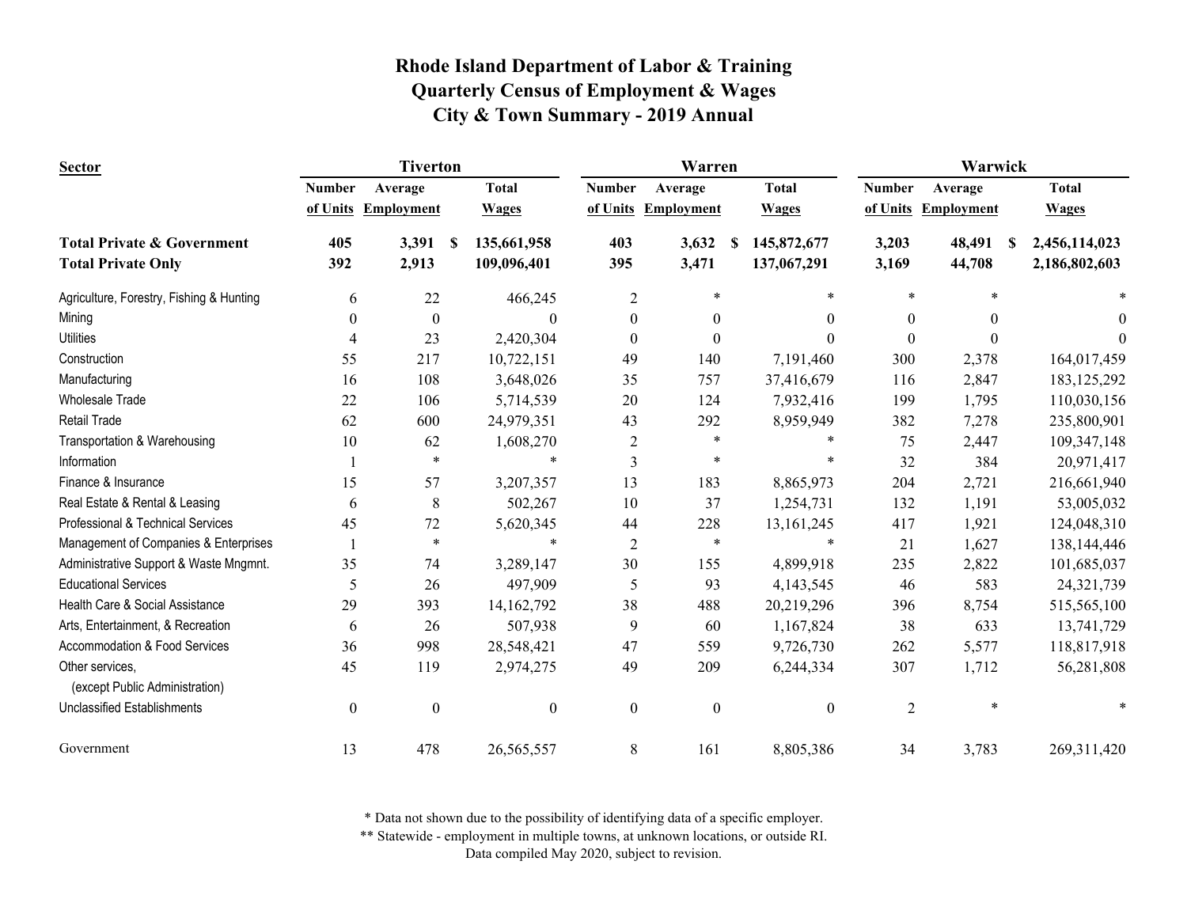# Rhode Island Department of Labor & Training
## Quarterly Census of Employment & Wages
## City & Town Summary - 2019 Annual

| Sector | Tiverton | | | Warren | | | Warwick | | |
|---|---|---|---|---|---|---|---|---|---|
| | Number of Units | Average Employment | Total Wages | Number of Units | Average Employment | Total Wages | Number of Units | Average Employment | Total Wages |
| **Total Private & Government** | **405** | **3,391** | **$ 135,661,958** | **403** | **3,632** | **$ 145,872,677** | **3,203** | **48,491** | **$ 2,456,114,023** |
| **Total Private Only** | **392** | **2,913** | **109,096,401** | **395** | **3,471** | **137,067,291** | **3,169** | **44,708** | **2,186,802,603** |
| Agriculture, Forestry, Fishing & Hunting | 6 | 22 | 466,245 | 2 | * | * | * | * | * |
| Mining | 0 | 0 | 0 | 0 | 0 | 0 | 0 | 0 | 0 |
| Utilities | 4 | 23 | 2,420,304 | 0 | 0 | 0 | 0 | 0 | 0 |
| Construction | 55 | 217 | 10,722,151 | 49 | 140 | 7,191,460 | 300 | 2,378 | 164,017,459 |
| Manufacturing | 16 | 108 | 3,648,026 | 35 | 757 | 37,416,679 | 116 | 2,847 | 183,125,292 |
| Wholesale Trade | 22 | 106 | 5,714,539 | 20 | 124 | 7,932,416 | 199 | 1,795 | 110,030,156 |
| Retail Trade | 62 | 600 | 24,979,351 | 43 | 292 | 8,959,949 | 382 | 7,278 | 235,800,901 |
| Transportation & Warehousing | 10 | 62 | 1,608,270 | 2 | * | * | 75 | 2,447 | 109,347,148 |
| Information | 1 | * | * | 3 | * | * | 32 | 384 | 20,971,417 |
| Finance & Insurance | 15 | 57 | 3,207,357 | 13 | 183 | 8,865,973 | 204 | 2,721 | 216,661,940 |
| Real Estate & Rental & Leasing | 6 | 8 | 502,267 | 10 | 37 | 1,254,731 | 132 | 1,191 | 53,005,032 |
| Professional & Technical Services | 45 | 72 | 5,620,345 | 44 | 228 | 13,161,245 | 417 | 1,921 | 124,048,310 |
| Management of Companies & Enterprises | 1 | * | * | 2 | * | * | 21 | 1,627 | 138,144,446 |
| Administrative Support & Waste Mngmnt. | 35 | 74 | 3,289,147 | 30 | 155 | 4,899,918 | 235 | 2,822 | 101,685,037 |
| Educational Services | 5 | 26 | 497,909 | 5 | 93 | 4,143,545 | 46 | 583 | 24,321,739 |
| Health Care & Social Assistance | 29 | 393 | 14,162,792 | 38 | 488 | 20,219,296 | 396 | 8,754 | 515,565,100 |
| Arts, Entertainment, & Recreation | 6 | 26 | 507,938 | 9 | 60 | 1,167,824 | 38 | 633 | 13,741,729 |
| Accommodation & Food Services | 36 | 998 | 28,548,421 | 47 | 559 | 9,726,730 | 262 | 5,577 | 118,817,918 |
| Other services, (except Public Administration) | 45 | 119 | 2,974,275 | 49 | 209 | 6,244,334 | 307 | 1,712 | 56,281,808 |
| Unclassified Establishments | 0 | 0 | 0 | 0 | 0 | 0 | 2 | * | * |
| Government | 13 | 478 | 26,565,557 | 8 | 161 | 8,805,386 | 34 | 3,783 | 269,311,420 |

\* Data not shown due to the possibility of identifying data of a specific employer.
\** Statewide - employment in multiple towns, at unknown locations, or outside RI.
Data compiled May 2020, subject to revision.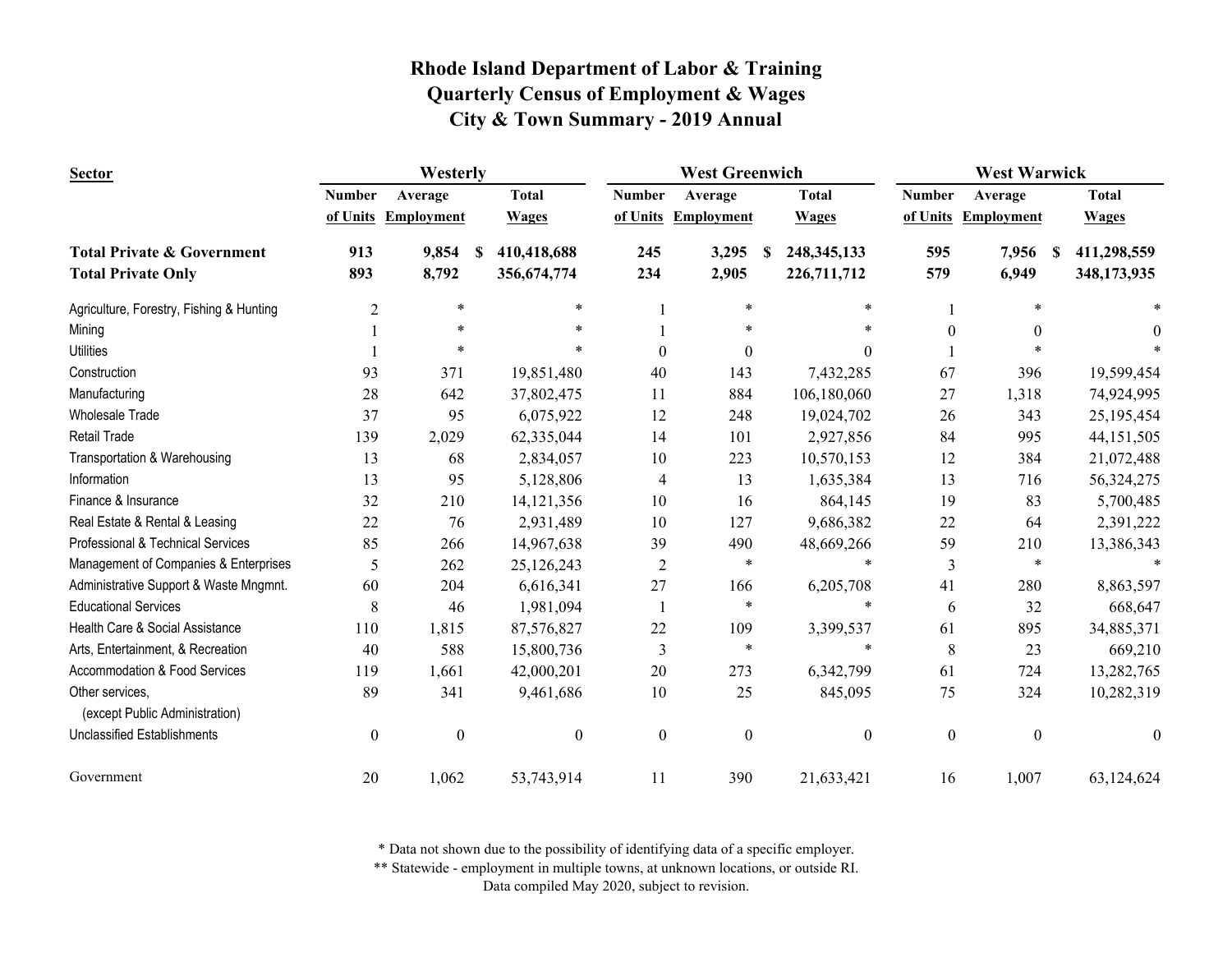# Rhode Island Department of Labor & Training
## Quarterly Census of Employment & Wages
## City & Town Summary - 2019 Annual

| Sector | Westerly | | | West Greenwich | | | West Warwick | | |
|---|---|---|---|---|---|---|---|---|---|
| | Number of Units | Average Employment | Total Wages | Number of Units | Average Employment | Total Wages | Number of Units | Average Employment | Total Wages |
| **Total Private & Government** | **913** | **9,854** | **$ 410,418,688** | **245** | **3,295** | **$ 248,345,133** | **595** | **7,956** | **$ 411,298,559** |
| **Total Private Only** | **893** | **8,792** | **356,674,774** | **234** | **2,905** | **226,711,712** | **579** | **6,949** | **348,173,935** |
| Agriculture, Forestry, Fishing & Hunting | 2 | * | * | 1 | * | * | 1 | * | * |
| Mining | 1 | * | * | 1 | * | * | 0 | 0 | 0 |
| Utilities | 1 | * | * | 0 | 0 | 0 | 1 | * | * |
| Construction | 93 | 371 | 19,851,480 | 40 | 143 | 7,432,285 | 67 | 396 | 19,599,454 |
| Manufacturing | 28 | 642 | 37,802,475 | 11 | 884 | 106,180,060 | 27 | 1,318 | 74,924,995 |
| Wholesale Trade | 37 | 95 | 6,075,922 | 12 | 248 | 19,024,702 | 26 | 343 | 25,195,454 |
| Retail Trade | 139 | 2,029 | 62,335,044 | 14 | 101 | 2,927,856 | 84 | 995 | 44,151,505 |
| Transportation & Warehousing | 13 | 68 | 2,834,057 | 10 | 223 | 10,570,153 | 12 | 384 | 21,072,488 |
| Information | 13 | 95 | 5,128,806 | 4 | 13 | 1,635,384 | 13 | 716 | 56,324,275 |
| Finance & Insurance | 32 | 210 | 14,121,356 | 10 | 16 | 864,145 | 19 | 83 | 5,700,485 |
| Real Estate & Rental & Leasing | 22 | 76 | 2,931,489 | 10 | 127 | 9,686,382 | 22 | 64 | 2,391,222 |
| Professional & Technical Services | 85 | 266 | 14,967,638 | 39 | 490 | 48,669,266 | 59 | 210 | 13,386,343 |
| Management of Companies & Enterprises | 5 | 262 | 25,126,243 | 2 | * | * | 3 | * | * |
| Administrative Support & Waste Mngmnt. | 60 | 204 | 6,616,341 | 27 | 166 | 6,205,708 | 41 | 280 | 8,863,597 |
| Educational Services | 8 | 46 | 1,981,094 | 1 | * | * | 6 | 32 | 668,647 |
| Health Care & Social Assistance | 110 | 1,815 | 87,576,827 | 22 | 109 | 3,399,537 | 61 | 895 | 34,885,371 |
| Arts, Entertainment, & Recreation | 40 | 588 | 15,800,736 | 3 | * | * | 8 | 23 | 669,210 |
| Accommodation & Food Services | 119 | 1,661 | 42,000,201 | 20 | 273 | 6,342,799 | 61 | 724 | 13,282,765 |
| Other services, (except Public Administration) | 89 | 341 | 9,461,686 | 10 | 25 | 845,095 | 75 | 324 | 10,282,319 |
| Unclassified Establishments | 0 | 0 | 0 | 0 | 0 | 0 | 0 | 0 | 0 |
| Government | 20 | 1,062 | 53,743,914 | 11 | 390 | 21,633,421 | 16 | 1,007 | 63,124,624 |

\* Data not shown due to the possibility of identifying data of a specific employer.
\*\* Statewide - employment in multiple towns, at unknown locations, or outside RI.
Data compiled May 2020, subject to revision.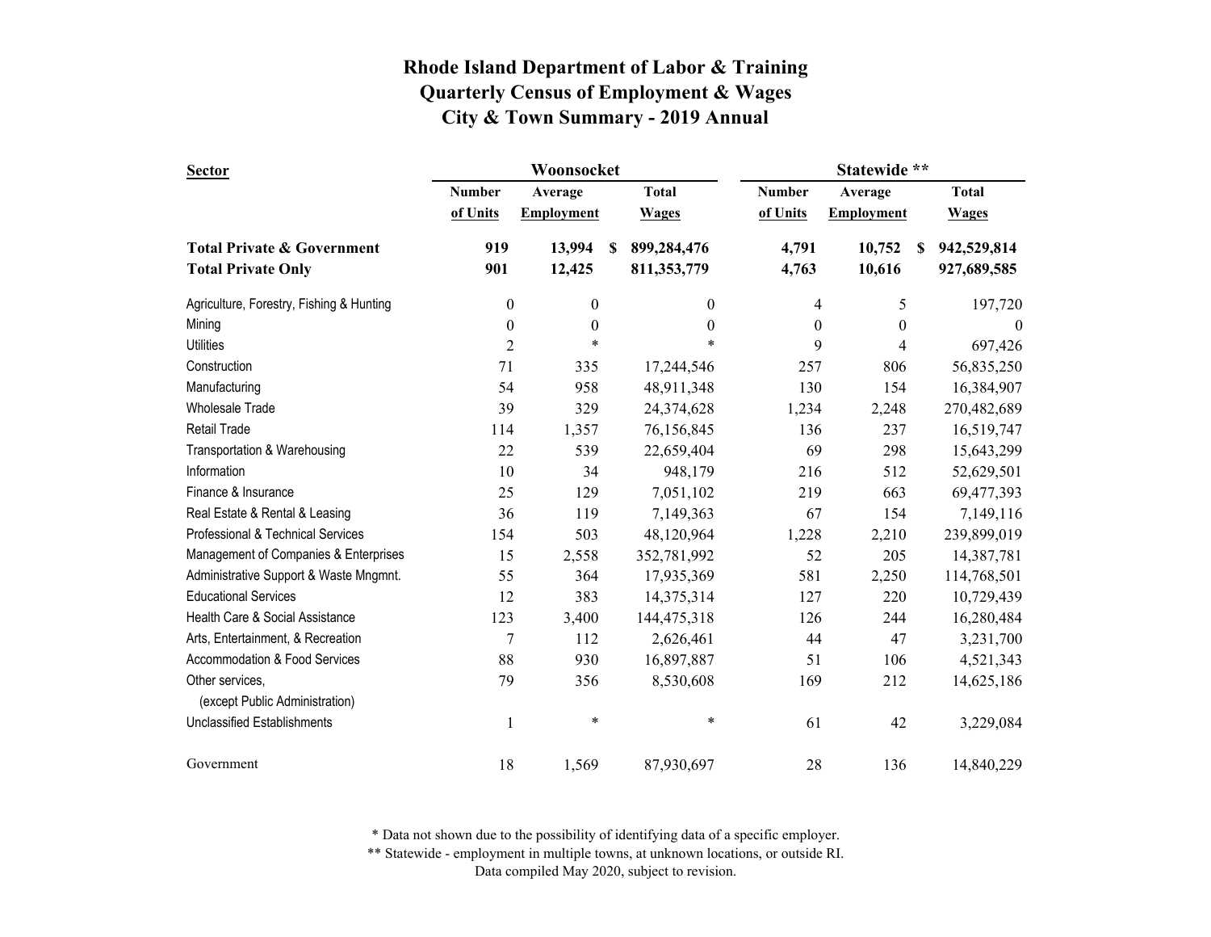# Rhode Island Department of Labor & Training
## Quarterly Census of Employment & Wages
## City & Town Summary - 2019 Annual

| Sector | Woonsocket | | | Statewide ** | | |
|---|---|---|---|---|---|---|
| | Number of Units | Average Employment | Total Wages | Number of Units | Average Employment | Total Wages |
| **Total Private & Government** | **919** | **13,994** | **$ 899,284,476** | **4,791** | **10,752** | **$ 942,529,814** |
| **Total Private Only** | **901** | **12,425** | **811,353,779** | **4,763** | **10,616** | **927,689,585** |
| Agriculture, Forestry, Fishing & Hunting | 0 | 0 | 0 | 4 | 5 | 197,720 |
| Mining | 0 | 0 | 0 | 0 | 0 | 0 |
| Utilities | 2 | * | * | 9 | 4 | 697,426 |
| Construction | 71 | 335 | 17,244,546 | 257 | 806 | 56,835,250 |
| Manufacturing | 54 | 958 | 48,911,348 | 130 | 154 | 16,384,907 |
| Wholesale Trade | 39 | 329 | 24,374,628 | 1,234 | 2,248 | 270,482,689 |
| Retail Trade | 114 | 1,357 | 76,156,845 | 136 | 237 | 16,519,747 |
| Transportation & Warehousing | 22 | 539 | 22,659,404 | 69 | 298 | 15,643,299 |
| Information | 10 | 34 | 948,179 | 216 | 512 | 52,629,501 |
| Finance & Insurance | 25 | 129 | 7,051,102 | 219 | 663 | 69,477,393 |
| Real Estate & Rental & Leasing | 36 | 119 | 7,149,363 | 67 | 154 | 7,149,116 |
| Professional & Technical Services | 154 | 503 | 48,120,964 | 1,228 | 2,210 | 239,899,019 |
| Management of Companies & Enterprises | 15 | 2,558 | 352,781,992 | 52 | 205 | 14,387,781 |
| Administrative Support & Waste Mngmnt. | 55 | 364 | 17,935,369 | 581 | 2,250 | 114,768,501 |
| Educational Services | 12 | 383 | 14,375,314 | 127 | 220 | 10,729,439 |
| Health Care & Social Assistance | 123 | 3,400 | 144,475,318 | 126 | 244 | 16,280,484 |
| Arts, Entertainment, & Recreation | 7 | 112 | 2,626,461 | 44 | 47 | 3,231,700 |
| Accommodation & Food Services | 88 | 930 | 16,897,887 | 51 | 106 | 4,521,343 |
| Other services, (except Public Administration) | 79 | 356 | 8,530,608 | 169 | 212 | 14,625,186 |
| Unclassified Establishments | 1 | * | * | 61 | 42 | 3,229,084 |
| Government | 18 | 1,569 | 87,930,697 | 28 | 136 | 14,840,229 |

\* Data not shown due to the possibility of identifying data of a specific employer.

\*\* Statewide - employment in multiple towns, at unknown locations, or outside RI.

Data compiled May 2020, subject to revision.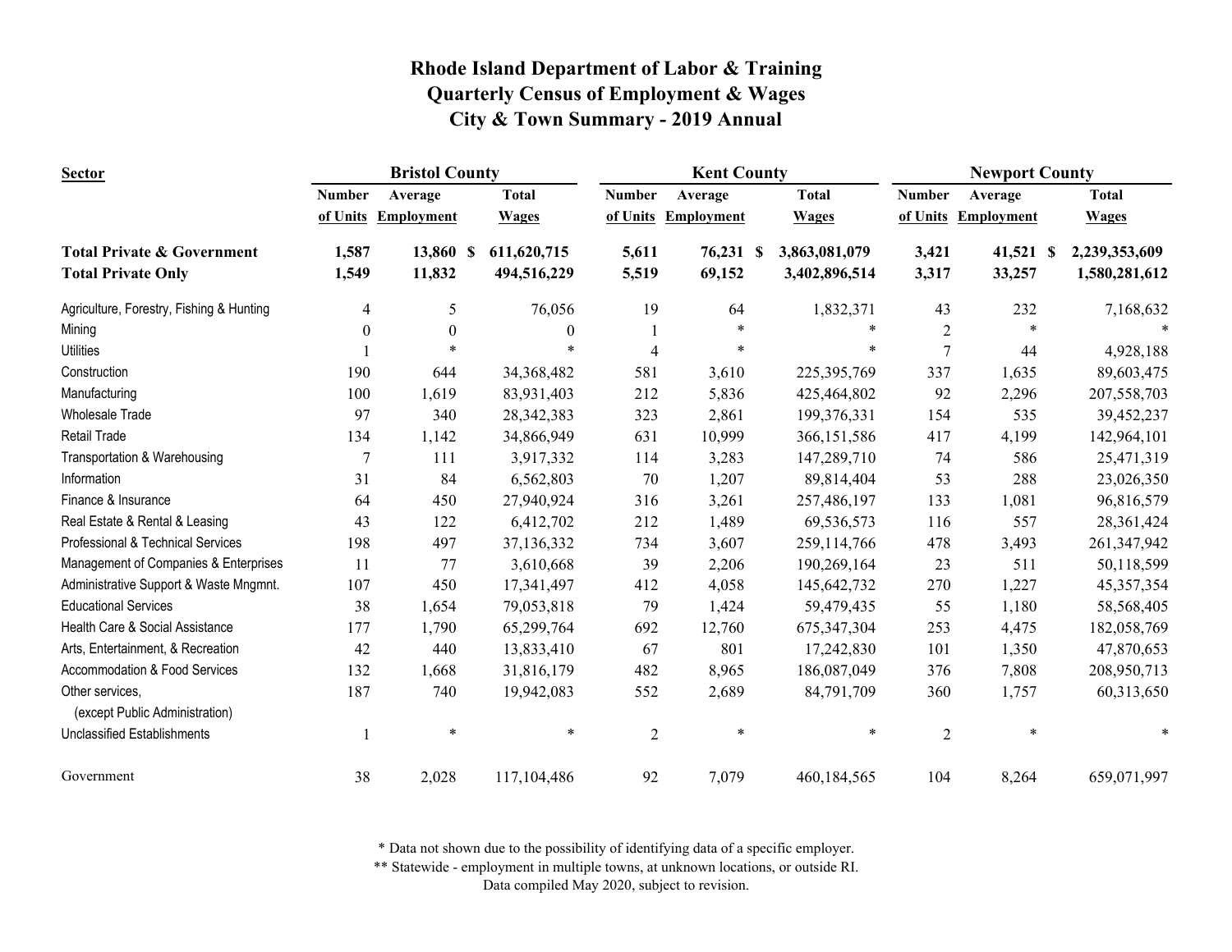# Rhode Island Department of Labor & Training
## Quarterly Census of Employment & Wages
## City & Town Summary - 2019 Annual

| Sector | Bristol County | | | Kent County | | | Newport County | | |
|---|---|---|---|---|---|---|---|---|---|
| | Number of Units | Average Employment | Total Wages | Number of Units | Average Employment | Total Wages | Number of Units | Average Employment | Total Wages |
| **Total Private & Government** | **1,587** | **13,860** | **$ 611,620,715** | **5,611** | **76,231** | **$ 3,863,081,079** | **3,421** | **41,521** | **$ 2,239,353,609** |
| **Total Private Only** | **1,549** | **11,832** | **494,516,229** | **5,519** | **69,152** | **3,402,896,514** | **3,317** | **33,257** | **1,580,281,612** |
| Agriculture, Forestry, Fishing & Hunting | 4 | 5 | 76,056 | 19 | 64 | 1,832,371 | 43 | 232 | 7,168,632 |
| Mining | 0 | 0 | 0 | 1 | * | * | 2 | * | * |
| Utilities | 1 | * | * | 4 | * | * | 7 | 44 | 4,928,188 |
| Construction | 190 | 644 | 34,368,482 | 581 | 3,610 | 225,395,769 | 337 | 1,635 | 89,603,475 |
| Manufacturing | 100 | 1,619 | 83,931,403 | 212 | 5,836 | 425,464,802 | 92 | 2,296 | 207,558,703 |
| Wholesale Trade | 97 | 340 | 28,342,383 | 323 | 2,861 | 199,376,331 | 154 | 535 | 39,452,237 |
| Retail Trade | 134 | 1,142 | 34,866,949 | 631 | 10,999 | 366,151,586 | 417 | 4,199 | 142,964,101 |
| Transportation & Warehousing | 7 | 111 | 3,917,332 | 114 | 3,283 | 147,289,710 | 74 | 586 | 25,471,319 |
| Information | 31 | 84 | 6,562,803 | 70 | 1,207 | 89,814,404 | 53 | 288 | 23,026,350 |
| Finance & Insurance | 64 | 450 | 27,940,924 | 316 | 3,261 | 257,486,197 | 133 | 1,081 | 96,816,579 |
| Real Estate & Rental & Leasing | 43 | 122 | 6,412,702 | 212 | 1,489 | 69,536,573 | 116 | 557 | 28,361,424 |
| Professional & Technical Services | 198 | 497 | 37,136,332 | 734 | 3,607 | 259,114,766 | 478 | 3,493 | 261,347,942 |
| Management of Companies & Enterprises | 11 | 77 | 3,610,668 | 39 | 2,206 | 190,269,164 | 23 | 511 | 50,118,599 |
| Administrative Support & Waste Mngmnt. | 107 | 450 | 17,341,497 | 412 | 4,058 | 145,642,732 | 270 | 1,227 | 45,357,354 |
| Educational Services | 38 | 1,654 | 79,053,818 | 79 | 1,424 | 59,479,435 | 55 | 1,180 | 58,568,405 |
| Health Care & Social Assistance | 177 | 1,790 | 65,299,764 | 692 | 12,760 | 675,347,304 | 253 | 4,475 | 182,058,769 |
| Arts, Entertainment, & Recreation | 42 | 440 | 13,833,410 | 67 | 801 | 17,242,830 | 101 | 1,350 | 47,870,653 |
| Accommodation & Food Services | 132 | 1,668 | 31,816,179 | 482 | 8,965 | 186,087,049 | 376 | 7,808 | 208,950,713 |
| Other services, (except Public Administration) | 187 | 740 | 19,942,083 | 552 | 2,689 | 84,791,709 | 360 | 1,757 | 60,313,650 |
| Unclassified Establishments | 1 | * | * | 2 | * | * | 2 | * | * |
| Government | 38 | 2,028 | 117,104,486 | 92 | 7,079 | 460,184,565 | 104 | 8,264 | 659,071,997 |

* Data not shown due to the possibility of identifying data of a specific employer.

** Statewide - employment in multiple towns, at unknown locations, or outside RI.

Data compiled May 2020, subject to revision.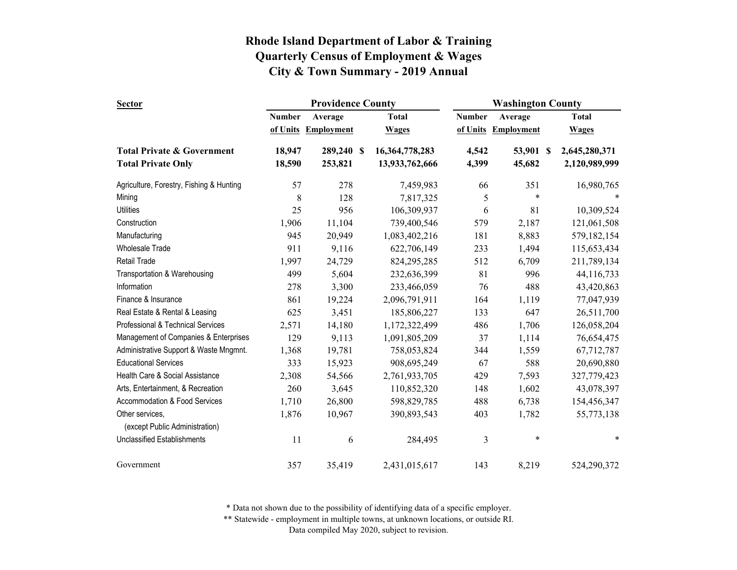# Rhode Island Department of Labor & Training
## Quarterly Census of Employment & Wages
## City & Town Summary - 2019 Annual

| Sector | Providence County | | | Washington County | | |
|---|---|---|---|---|---|---|
| | Number of Units | Average Employment | Total Wages | Number of Units | Average Employment | Total Wages |
| **Total Private & Government** | **18,947** | **289,240** | **$ 16,364,778,283** | **4,542** | **53,901** | **$ 2,645,280,371** |
| **Total Private Only** | **18,590** | **253,821** | **13,933,762,666** | **4,399** | **45,682** | **2,120,989,999** |
| Agriculture, Forestry, Fishing & Hunting | 57 | 278 | 7,459,983 | 66 | 351 | 16,980,765 |
| Mining | 8 | 128 | 7,817,325 | 5 | * | * |
| Utilities | 25 | 956 | 106,309,937 | 6 | 81 | 10,309,524 |
| Construction | 1,906 | 11,104 | 739,400,546 | 579 | 2,187 | 121,061,508 |
| Manufacturing | 945 | 20,949 | 1,083,402,216 | 181 | 8,883 | 579,182,154 |
| Wholesale Trade | 911 | 9,116 | 622,706,149 | 233 | 1,494 | 115,653,434 |
| Retail Trade | 1,997 | 24,729 | 824,295,285 | 512 | 6,709 | 211,789,134 |
| Transportation & Warehousing | 499 | 5,604 | 232,636,399 | 81 | 996 | 44,116,733 |
| Information | 278 | 3,300 | 233,466,059 | 76 | 488 | 43,420,863 |
| Finance & Insurance | 861 | 19,224 | 2,096,791,911 | 164 | 1,119 | 77,047,939 |
| Real Estate & Rental & Leasing | 625 | 3,451 | 185,806,227 | 133 | 647 | 26,511,700 |
| Professional & Technical Services | 2,571 | 14,180 | 1,172,322,499 | 486 | 1,706 | 126,058,204 |
| Management of Companies & Enterprises | 129 | 9,113 | 1,091,805,209 | 37 | 1,114 | 76,654,475 |
| Administrative Support & Waste Mngmnt. | 1,368 | 19,781 | 758,053,824 | 344 | 1,559 | 67,712,787 |
| Educational Services | 333 | 15,923 | 908,695,249 | 67 | 588 | 20,690,880 |
| Health Care & Social Assistance | 2,308 | 54,566 | 2,761,933,705 | 429 | 7,593 | 327,779,423 |
| Arts, Entertainment, & Recreation | 260 | 3,645 | 110,852,320 | 148 | 1,602 | 43,078,397 |
| Accommodation & Food Services | 1,710 | 26,800 | 598,829,785 | 488 | 6,738 | 154,456,347 |
| Other services, (except Public Administration) | 1,876 | 10,967 | 390,893,543 | 403 | 1,782 | 55,773,138 |
| Unclassified Establishments | 11 | 6 | 284,495 | 3 | * | * |
| Government | 357 | 35,419 | 2,431,015,617 | 143 | 8,219 | 524,290,372 |

\* Data not shown due to the possibility of identifying data of a specific employer.

** Statewide - employment in multiple towns, at unknown locations, or outside RI.

Data compiled May 2020, subject to revision.